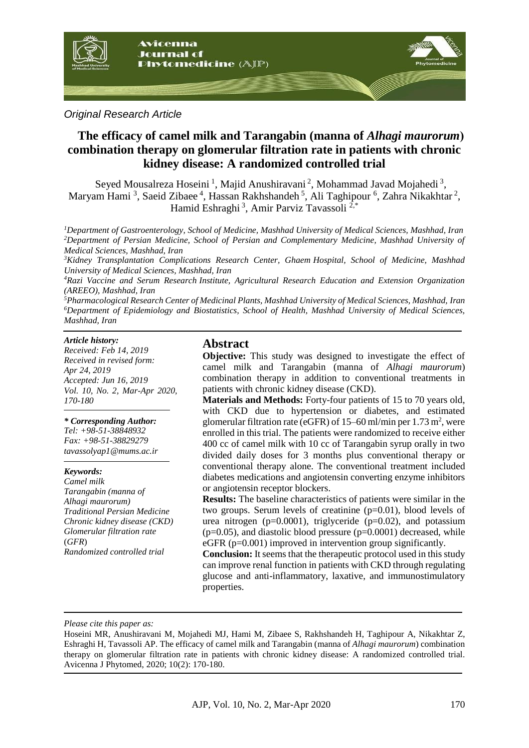*Original Research Article*

# The efficacy of camel milk and Tarangabin (manna of *Alhagi maurorum*) combination therapy on glomerular filtration rate in patients with chronic kidney disease: A randomized controlled trial

Seyed Mousalreza Hoseini [1], Majid Anushiravani [2], Mohammad Javad Mojahedi [3], Maryam Hami [3], Saeid Zibaee [4], Hassan Rakhshandeh [5], Ali Taghipour [6], Zahra Nikakhtar [2], Hamid Eshraghi [3], Amir Parviz Tavassoli [2,*]

*[1]Department of Gastroenterology, School of Medicine, Mashhad University of Medical Sciences, Mashhad, Iran*
*[2]Department of Persian Medicine, School of Persian and Complementary Medicine, Mashhad University of Medical Sciences, Mashhad, Iran*
*[3]Kidney Transplantation Complications Research Center, Ghaem Hospital, School of Medicine, Mashhad University of Medical Sciences, Mashhad, Iran*
*[4]Razi Vaccine and Serum Research Institute, Agricultural Research Education and Extension Organization (AREEO), Mashhad, Iran*
*[5]Pharmacological Research Center of Medicinal Plants, Mashhad University of Medical Sciences, Mashhad, Iran*
*[6]Department of Epidemiology and Biostatistics, School of Health, Mashhad University of Medical Sciences, Mashhad, Iran*

***Article history:***
*Received: Feb 14, 2019*
*Received in revised form: Apr 24, 2019*
*Accepted: Jun 16, 2019*
*Vol. 10, No. 2, Mar-Apr 2020, 170-180*

***\* Corresponding Author:***
*Tel: +98-51-38848932*
*Fax: +98-51-38829279*
*tavassolyap1@mums.ac.ir*

***Keywords:***
*Camel milk*
*Tarangabin (manna of Alhagi maurorum)*
*Traditional Persian Medicine*
*Chronic kidney disease (CKD)*
*Glomerular filtration rate (GFR)*
*Randomized controlled trial*

## Abstract

**Objective:** This study was designed to investigate the effect of camel milk and Tarangabin (manna of *Alhagi maurorum*) combination therapy in addition to conventional treatments in patients with chronic kidney disease (CKD).

**Materials and Methods:** Forty-four patients of 15 to 70 years old, with CKD due to hypertension or diabetes, and estimated glomerular filtration rate (eGFR) of 15–60 ml/min per 1.73 $m^2$, were enrolled in this trial. The patients were randomized to receive either 400 cc of camel milk with 10 cc of Tarangabin syrup orally in two divided daily doses for 3 months plus conventional therapy or conventional therapy alone. The conventional treatment included diabetes medications and angiotensin converting enzyme inhibitors or angiotensin receptor blockers.

**Results:** The baseline characteristics of patients were similar in the two groups. Serum levels of creatinine ($p=0.01$), blood levels of urea nitrogen ($p=0.0001$), triglyceride ($p=0.02$), and potassium ($p=0.05$), and diastolic blood pressure ($p=0.0001$) decreased, while eGFR ($p=0.001$) improved in intervention group significantly.

**Conclusion:** It seems that the therapeutic protocol used in this study can improve renal function in patients with CKD through regulating glucose and anti-inflammatory, laxative, and immunostimulatory properties.

*Please cite this paper as:*

Hoseini MR, Anushiravani M, Mojahedi MJ, Hami M, Zibaee S, Rakhshandeh H, Taghipour A, Nikakhtar Z, Eshraghi H, Tavassoli AP. The efficacy of camel milk and Tarangabin (manna of *Alhagi maurorum*) combination therapy on glomerular filtration rate in patients with chronic kidney disease: A randomized controlled trial. Avicenna J Phytomed, 2020; 10(2): 170-180.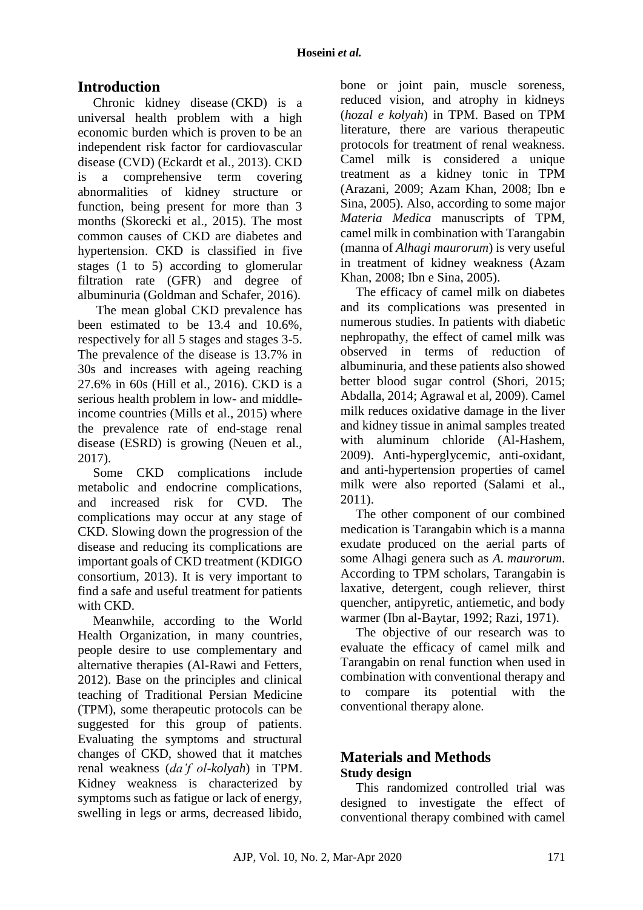## Introduction

Chronic kidney disease (CKD) is a universal health problem with a high economic burden which is proven to be an independent risk factor for cardiovascular disease (CVD) (Eckardt et al., 2013). CKD is a comprehensive term covering abnormalities of kidney structure or function, being present for more than 3 months (Skorecki et al., 2015). The most common causes of CKD are diabetes and hypertension. CKD is classified in five stages (1 to 5) according to glomerular filtration rate (GFR) and degree of albuminuria (Goldman and Schafer, 2016).

The mean global CKD prevalence has been estimated to be 13.4 and 10.6%, respectively for all 5 stages and stages 3-5. The prevalence of the disease is 13.7% in 30s and increases with ageing reaching 27.6% in 60s (Hill et al., 2016). CKD is a serious health problem in low- and middle-income countries (Mills et al., 2015) where the prevalence rate of end-stage renal disease (ESRD) is growing (Neuen et al., 2017).

Some CKD complications include metabolic and endocrine complications, and increased risk for CVD. The complications may occur at any stage of CKD. Slowing down the progression of the disease and reducing its complications are important goals of CKD treatment (KDIGO consortium, 2013). It is very important to find a safe and useful treatment for patients with CKD.

Meanwhile, according to the World Health Organization, in many countries, people desire to use complementary and alternative therapies (Al-Rawi and Fetters, 2012). Base on the principles and clinical teaching of Traditional Persian Medicine (TPM), some therapeutic protocols can be suggested for this group of patients. Evaluating the symptoms and structural changes of CKD, showed that it matches renal weakness (*da'f ol-kolyah*) in TPM. Kidney weakness is characterized by symptoms such as fatigue or lack of energy, swelling in legs or arms, decreased libido, bone or joint pain, muscle soreness, reduced vision, and atrophy in kidneys (*hozal e kolyah*) in TPM. Based on TPM literature, there are various therapeutic protocols for treatment of renal weakness. Camel milk is considered a unique treatment as a kidney tonic in TPM (Arazani, 2009; Azam Khan, 2008; Ibn e Sina, 2005). Also, according to some major *Materia Medica* manuscripts of TPM, camel milk in combination with Tarangabin (manna of *Alhagi maurorum*) is very useful in treatment of kidney weakness (Azam Khan, 2008; Ibn e Sina, 2005).

The efficacy of camel milk on diabetes and its complications was presented in numerous studies. In patients with diabetic nephropathy, the effect of camel milk was observed in terms of reduction of albuminuria, and these patients also showed better blood sugar control (Shori, 2015; Abdalla, 2014; Agrawal et al, 2009). Camel milk reduces oxidative damage in the liver and kidney tissue in animal samples treated with aluminum chloride (Al-Hashem, 2009). Anti-hyperglycemic, anti-oxidant, and anti-hypertension properties of camel milk were also reported (Salami et al., 2011).

The other component of our combined medication is Tarangabin which is a manna exudate produced on the aerial parts of some Alhagi genera such as *A. maurorum*. According to TPM scholars, Tarangabin is laxative, detergent, cough reliever, thirst quencher, antipyretic, antiemetic, and body warmer (Ibn al-Baytar, 1992; Razi, 1971).

The objective of our research was to evaluate the efficacy of camel milk and Tarangabin on renal function when used in combination with conventional therapy and to compare its potential with the conventional therapy alone.

## Materials and Methods

### Study design

This randomized controlled trial was designed to investigate the effect of conventional therapy combined with camel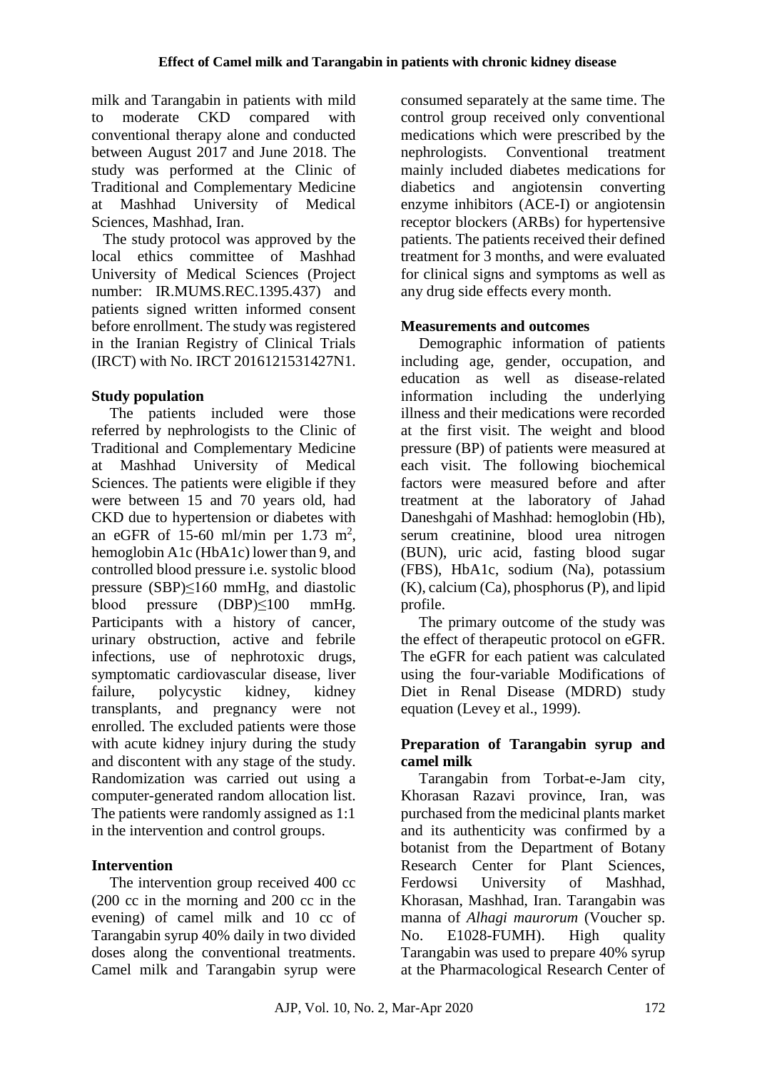milk and Tarangabin in patients with mild to moderate CKD compared with conventional therapy alone and conducted between August 2017 and June 2018. The study was performed at the Clinic of Traditional and Complementary Medicine at Mashhad University of Medical Sciences, Mashhad, Iran.

The study protocol was approved by the local ethics committee of Mashhad University of Medical Sciences (Project number: IR.MUMS.REC.1395.437) and patients signed written informed consent before enrollment. The study was registered in the Iranian Registry of Clinical Trials (IRCT) with No. IRCT 2016121531427N1.

**Study population**

The patients included were those referred by nephrologists to the Clinic of Traditional and Complementary Medicine at Mashhad University of Medical Sciences. The patients were eligible if they were between 15 and 70 years old, had CKD due to hypertension or diabetes with an eGFR of 15-60 ml/min per 1.73 $m^2$, hemoglobin A1c (HbA1c) lower than 9, and controlled blood pressure i.e. systolic blood pressure (SBP)$\leq$160 mmHg, and diastolic blood pressure (DBP)$\leq$100 mmHg. Participants with a history of cancer, urinary obstruction, active and febrile infections, use of nephrotoxic drugs, symptomatic cardiovascular disease, liver failure, polycystic kidney, kidney transplants, and pregnancy were not enrolled. The excluded patients were those with acute kidney injury during the study and discontent with any stage of the study. Randomization was carried out using a computer-generated random allocation list. The patients were randomly assigned as 1:1 in the intervention and control groups.

**Intervention**

The intervention group received 400 cc (200 cc in the morning and 200 cc in the evening) of camel milk and 10 cc of Tarangabin syrup 40% daily in two divided doses along the conventional treatments. Camel milk and Tarangabin syrup were consumed separately at the same time. The control group received only conventional medications which were prescribed by the nephrologists. Conventional treatment mainly included diabetes medications for diabetics and angiotensin converting enzyme inhibitors (ACE-I) or angiotensin receptor blockers (ARBs) for hypertensive patients. The patients received their defined treatment for 3 months, and were evaluated for clinical signs and symptoms as well as any drug side effects every month.

**Measurements and outcomes**

Demographic information of patients including age, gender, occupation, and education as well as disease-related information including the underlying illness and their medications were recorded at the first visit. The weight and blood pressure (BP) of patients were measured at each visit. The following biochemical factors were measured before and after treatment at the laboratory of Jahad Daneshgahi of Mashhad: hemoglobin (Hb), serum creatinine, blood urea nitrogen (BUN), uric acid, fasting blood sugar (FBS), HbA1c, sodium (Na), potassium (K), calcium (Ca), phosphorus (P), and lipid profile.

The primary outcome of the study was the effect of therapeutic protocol on eGFR. The eGFR for each patient was calculated using the four-variable Modifications of Diet in Renal Disease (MDRD) study equation (Levey et al., 1999).

**Preparation of Tarangabin syrup and camel milk**

Tarangabin from Torbat-e-Jam city, Khorasan Razavi province, Iran, was purchased from the medicinal plants market and its authenticity was confirmed by a botanist from the Department of Botany Research Center for Plant Sciences, Ferdowsi University of Mashhad, Khorasan, Mashhad, Iran. Tarangabin was manna of *Alhagi maurorum* (Voucher sp. No. E1028-FUMH). High quality Tarangabin was used to prepare 40% syrup at the Pharmacological Research Center of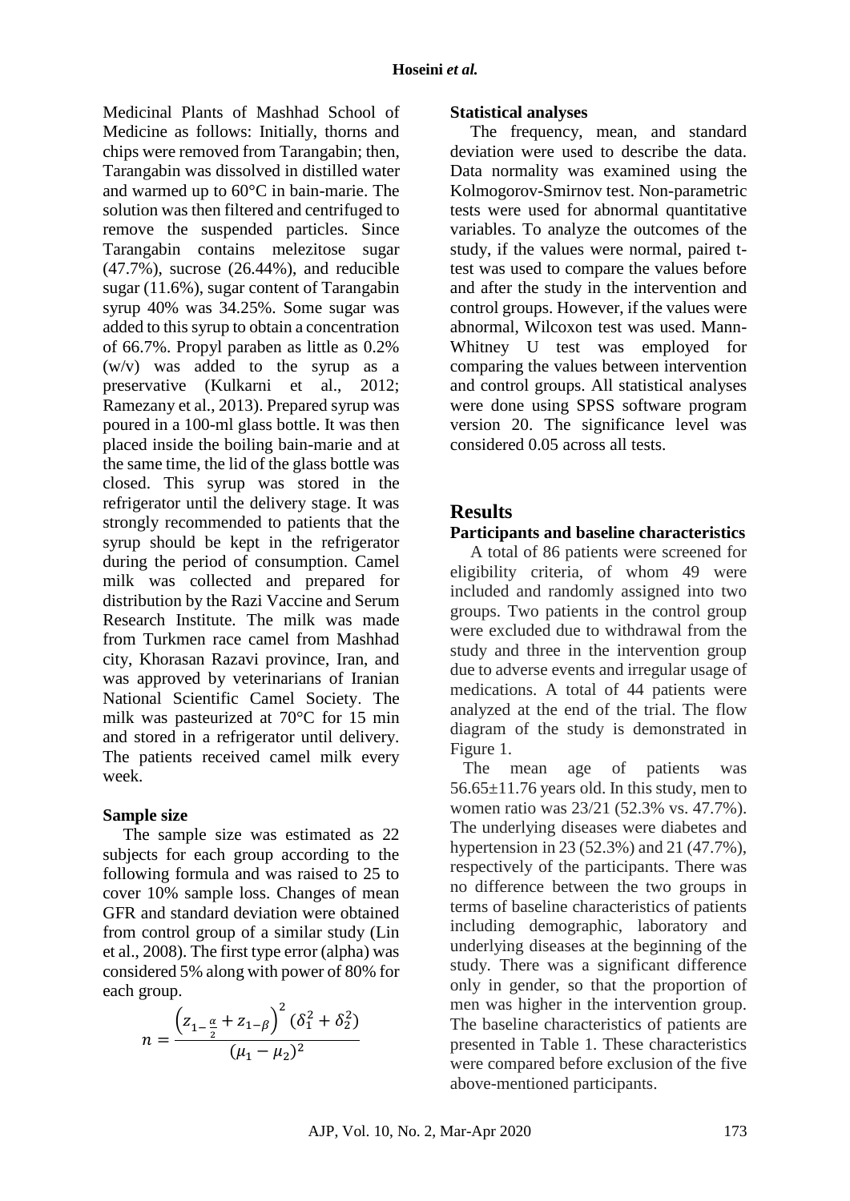Medicinal Plants of Mashhad School of Medicine as follows: Initially, thorns and chips were removed from Tarangabin; then, Tarangabin was dissolved in distilled water and warmed up to 60°C in bain-marie. The solution was then filtered and centrifuged to remove the suspended particles. Since Tarangabin contains melezitose sugar (47.7%), sucrose (26.44%), and reducible sugar (11.6%), sugar content of Tarangabin syrup 40% was 34.25%. Some sugar was added to this syrup to obtain a concentration of 66.7%. Propyl paraben as little as 0.2% (w/v) was added to the syrup as a preservative (Kulkarni et al., 2012; Ramezany et al., 2013). Prepared syrup was poured in a 100-ml glass bottle. It was then placed inside the boiling bain-marie and at the same time, the lid of the glass bottle was closed. This syrup was stored in the refrigerator until the delivery stage. It was strongly recommended to patients that the syrup should be kept in the refrigerator during the period of consumption. Camel milk was collected and prepared for distribution by the Razi Vaccine and Serum Research Institute. The milk was made from Turkmen race camel from Mashhad city, Khorasan Razavi province, Iran, and was approved by veterinarians of Iranian National Scientific Camel Society. The milk was pasteurized at 70°C for 15 min and stored in a refrigerator until delivery. The patients received camel milk every week.

### Sample size

The sample size was estimated as 22 subjects for each group according to the following formula and was raised to 25 to cover 10% sample loss. Changes of mean GFR and standard deviation were obtained from control group of a similar study (Lin et al., 2008). The first type error (alpha) was considered 5% along with power of 80% for each group.

$$n = \frac{\left(z_{1-\frac{\alpha}{2}} + z_{1-\beta}\right)^2 (\delta_1^2 + \delta_2^2)}{(\mu_1 - \mu_2)^2}$$

### Statistical analyses

The frequency, mean, and standard deviation were used to describe the data. Data normality was examined using the Kolmogorov-Smirnov test. Non-parametric tests were used for abnormal quantitative variables. To analyze the outcomes of the study, if the values were normal, paired t-test was used to compare the values before and after the study in the intervention and control groups. However, if the values were abnormal, Wilcoxon test was used. Mann-Whitney U test was employed for comparing the values between intervention and control groups. All statistical analyses were done using SPSS software program version 20. The significance level was considered 0.05 across all tests.

## Results

### Participants and baseline characteristics

A total of 86 patients were screened for eligibility criteria, of whom 49 were included and randomly assigned into two groups. Two patients in the control group were excluded due to withdrawal from the study and three in the intervention group due to adverse events and irregular usage of medications. A total of 44 patients were analyzed at the end of the trial. The flow diagram of the study is demonstrated in Figure 1.

The mean age of patients was 56.65±11.76 years old. In this study, men to women ratio was 23/21 (52.3% vs. 47.7%). The underlying diseases were diabetes and hypertension in 23 (52.3%) and 21 (47.7%), respectively of the participants. There was no difference between the two groups in terms of baseline characteristics of patients including demographic, laboratory and underlying diseases at the beginning of the study. There was a significant difference only in gender, so that the proportion of men was higher in the intervention group. The baseline characteristics of patients are presented in Table 1. These characteristics were compared before exclusion of the five above-mentioned participants.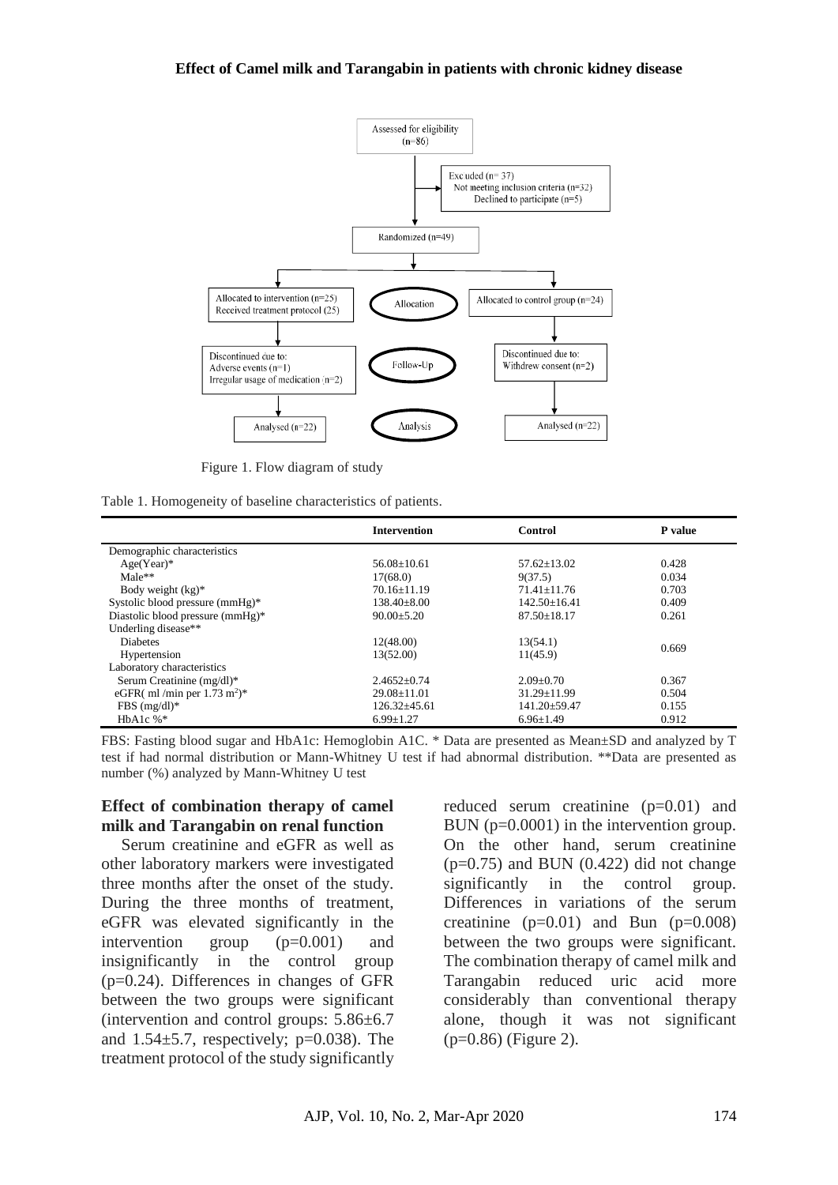Assessed for eligibility (n=86)

Excluded (n= 37)
Not meeting inclusion criteria (n=32)
Declined to participate (n=5)

Randomized (n=49)

Allocation

Allocated to intervention (n=25)
Received treatment protocol (25)

Allocated to control group (n=24)

Follow-Up

Discontinued due to:
Adverse events (n=1)
Irregular usage of medication (n=2)

Discontinued due to:
Withdrew consent (n=2)

Analysis

Analysed (n=22)

Analysed (n=22)

Figure 1. Flow diagram of study

Table 1. Homogeneity of baseline characteristics of patients.

| | Intervention | Control | P value |
|---|---|---|---|
| Demographic characteristics | | | |
| Age(Year)* | 56.08±10.61 | 57.62±13.02 | 0.428 |
| Male** | 17(68.0) | 9(37.5) | 0.034 |
| Body weight (kg)* | 70.16±11.19 | 71.41±11.76 | 0.703 |
| Systolic blood pressure (mmHg)* | 138.40±8.00 | 142.50±16.41 | 0.409 |
| Diastolic blood pressure (mmHg)* | 90.00±5.20 | 87.50±18.17 | 0.261 |
| Underling disease** | | | |
| Diabetes | 12(48.00) | 13(54.1) | 0.669 |
| Hypertension | 13(52.00) | 11(45.9) | |
| Laboratory characteristics | | | |
| Serum Creatinine (mg/dl)* | 2.4652±0.74 | 2.09±0.70 | 0.367 |
| eGFR( ml /min per 1.73 $m^2$)* | 29.08±11.01 | 31.29±11.99 | 0.504 |
| FBS (mg/dl)* | 126.32±45.61 | 141.20±59.47 | 0.155 |
| HbA1c %* | 6.99±1.27 | 6.96±1.49 | 0.912 |

FBS: Fasting blood sugar and HbA1c: Hemoglobin A1C. * Data are presented as Mean±SD and analyzed by T test if had normal distribution or Mann-Whitney U test if had abnormal distribution. **Data are presented as number (%) analyzed by Mann-Whitney U test

## Effect of combination therapy of camel milk and Tarangabin on renal function

Serum creatinine and eGFR as well as other laboratory markers were investigated three months after the onset of the study. During the three months of treatment, eGFR was elevated significantly in the intervention group (p=0.001) and insignificantly in the control group (p=0.24). Differences in changes of GFR between the two groups were significant (intervention and control groups: 5.86±6.7 and 1.54±5.7, respectively; p=0.038). The treatment protocol of the study significantly reduced serum creatinine (p=0.01) and BUN (p=0.0001) in the intervention group. On the other hand, serum creatinine (p=0.75) and BUN (0.422) did not change significantly in the control group. Differences in variations of the serum creatinine (p=0.01) and Bun (p=0.008) between the two groups were significant. The combination therapy of camel milk and Tarangabin reduced uric acid more considerably than conventional therapy alone, though it was not significant (p=0.86) (Figure 2).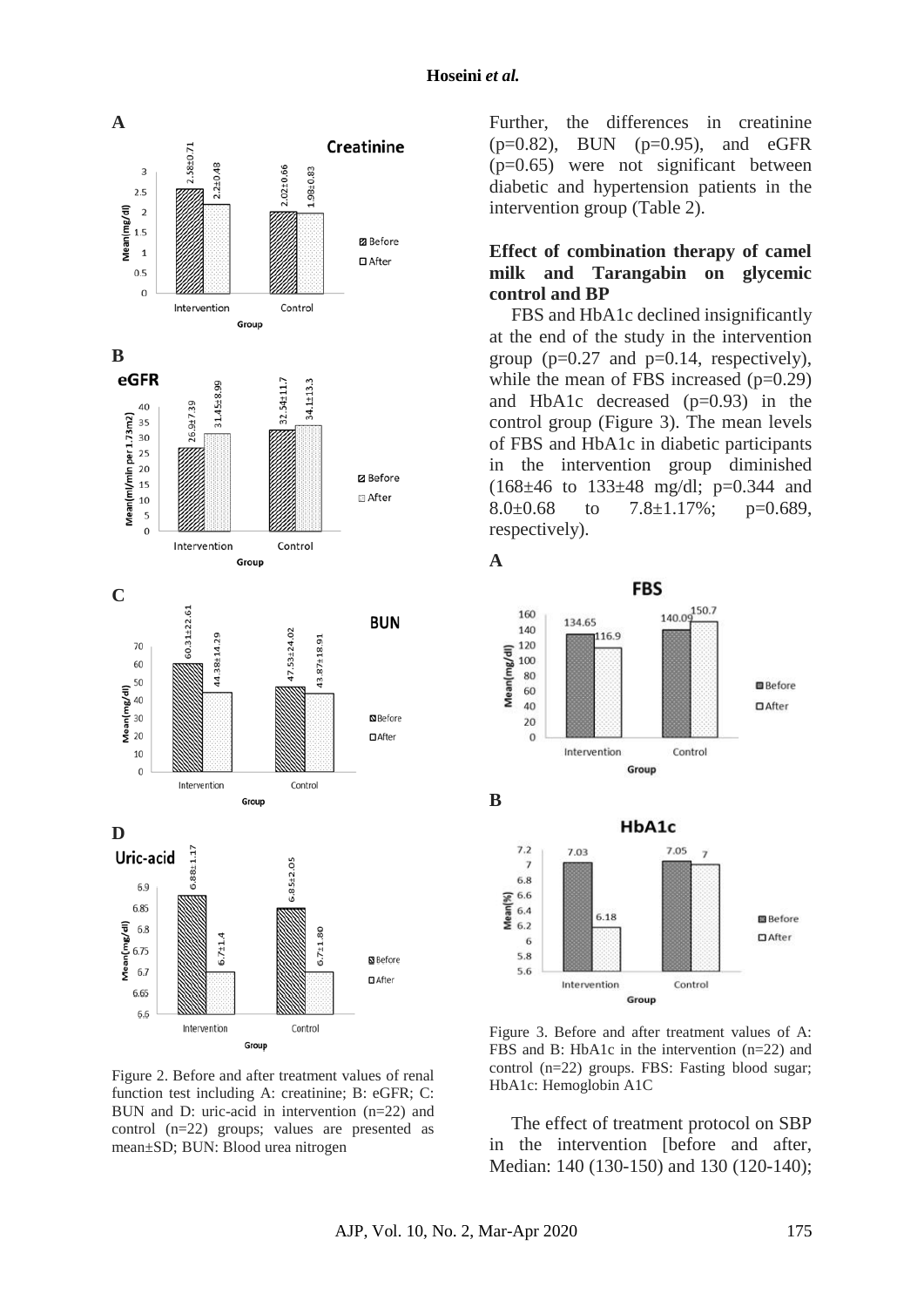Figure 2. Before and after treatment values of renal function test including A: creatinine; B: eGFR; C: BUN and D: uric-acid in intervention (n=22) and control (n=22) groups; values are presented as mean±SD; BUN: Blood urea nitrogen

Further, the differences in creatinine (p=0.82), BUN (p=0.95), and eGFR (p=0.65) were not significant between diabetic and hypertension patients in the intervention group (Table 2).

**Effect of combination therapy of camel milk and Tarangabin on glycemic control and BP**

FBS and HbA1c declined insignificantly at the end of the study in the intervention group (p=0.27 and p=0.14, respectively), while the mean of FBS increased (p=0.29) and HbA1c decreased (p=0.93) in the control group (Figure 3). The mean levels of FBS and HbA1c in diabetic participants in the intervention group diminished (168±46 to 133±48 mg/dl; p=0.344 and 8.0±0.68 to 7.8±1.17%; p=0.689, respectively).

Figure 3. Before and after treatment values of A: FBS and B: HbA1c in the intervention (n=22) and control (n=22) groups. FBS: Fasting blood sugar; HbA1c: Hemoglobin A1C

The effect of treatment protocol on SBP in the intervention [before and after, Median: 140 (130-150) and 130 (120-140);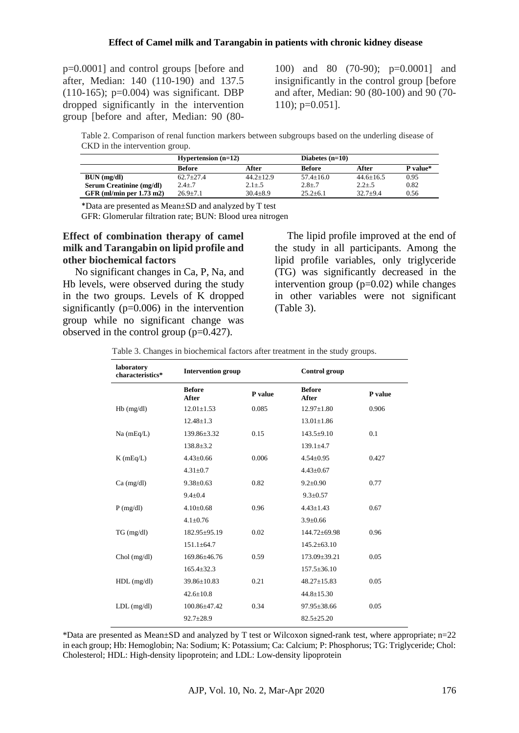p=0.0001] and control groups [before and after, Median: 140 (110-190) and 137.5 (110-165); p=0.004) was significant. DBP dropped significantly in the intervention group [before and after, Median: 90 (80-100) and 80 (70-90); p=0.0001] and insignificantly in the control group [before and after, Median: 90 (80-100) and 90 (70-110); p=0.051].

Table 2. Comparison of renal function markers between subgroups based on the underling disease of CKD in the intervention group.

| | Hypertension (n=12) | | Diabetes (n=10) | | |
|---|---|---|---|---|---|
| | Before | After | Before | After | P value* |
| BUN (mg/dl) | 62.7±27.4 | 44.2±12.9 | 57.4±16.0 | 44.6±16.5 | 0.95 |
| Serum Creatinine (mg/dl) | 2.4±.7 | 2.1±.5 | 2.8±.7 | 2.2±.5 | 0.82 |
| GFR (ml/min per 1.73 m2) | 26.9±7.1 | 30.4±8.9 | 25.2±6.1 | 32.7±9.4 | 0.56 |

*Data are presented as Mean±SD and analyzed by T test

GFR: Glomerular filtration rate; BUN: Blood urea nitrogen

### Effect of combination therapy of camel milk and Tarangabin on lipid profile and other biochemical factors

No significant changes in Ca, P, Na, and Hb levels, were observed during the study in the two groups. Levels of K dropped significantly (p=0.006) in the intervention group while no significant change was observed in the control group (p=0.427).

The lipid profile improved at the end of the study in all participants. Among the lipid profile variables, only triglyceride (TG) was significantly decreased in the intervention group (p=0.02) while changes in other variables were not significant (Table 3).

Table 3. Changes in biochemical factors after treatment in the study groups.

| laboratory characteristics* | Intervention group | | Control group | |
|---|---|---|---|---|
| | Before<br>After | P value | Before<br>After | P value |
| Hb (mg/dl) | 12.01±1.53 | 0.085 | 12.97±1.80 | 0.906 |
| | 12.48±1.3 | | 13.01±1.86 | |
| Na (mEq/L) | 139.86±3.32 | 0.15 | 143.5±9.10 | 0.1 |
| | 138.8±3.2 | | 139.1±4.7 | |
| K (mEq/L) | 4.43±0.66 | 0.006 | 4.54±0.95 | 0.427 |
| | 4.31±0.7 | | 4.43±0.67 | |
| Ca (mg/dl) | 9.38±0.63 | 0.82 | 9.2±0.90 | 0.77 |
| | 9.4±0.4 | | 9.3±0.57 | |
| P (mg/dl) | 4.10±0.68 | 0.96 | 4.43±1.43 | 0.67 |
| | 4.1±0.76 | | 3.9±0.66 | |
| TG (mg/dl) | 182.95±95.19 | 0.02 | 144.72±69.98 | 0.96 |
| | 151.1±64.7 | | 145.2±63.10 | |
| Chol (mg/dl) | 169.86±46.76 | 0.59 | 173.09±39.21 | 0.05 |
| | 165.4±32.3 | | 157.5±36.10 | |
| HDL (mg/dl) | 39.86±10.83 | 0.21 | 48.27±15.83 | 0.05 |
| | 42.6±10.8 | | 44.8±15.30 | |
| LDL (mg/dl) | 100.86±47.42 | 0.34 | 97.95±38.66 | 0.05 |
| | 92.7±28.9 | | 82.5±25.20 | |

*Data are presented as Mean±SD and analyzed by T test or Wilcoxon signed-rank test, where appropriate; n=22 in each group; Hb: Hemoglobin; Na: Sodium; K: Potassium; Ca: Calcium; P: Phosphorus; TG: Triglyceride; Chol: Cholesterol; HDL: High-density lipoprotein; and LDL: Low-density lipoprotein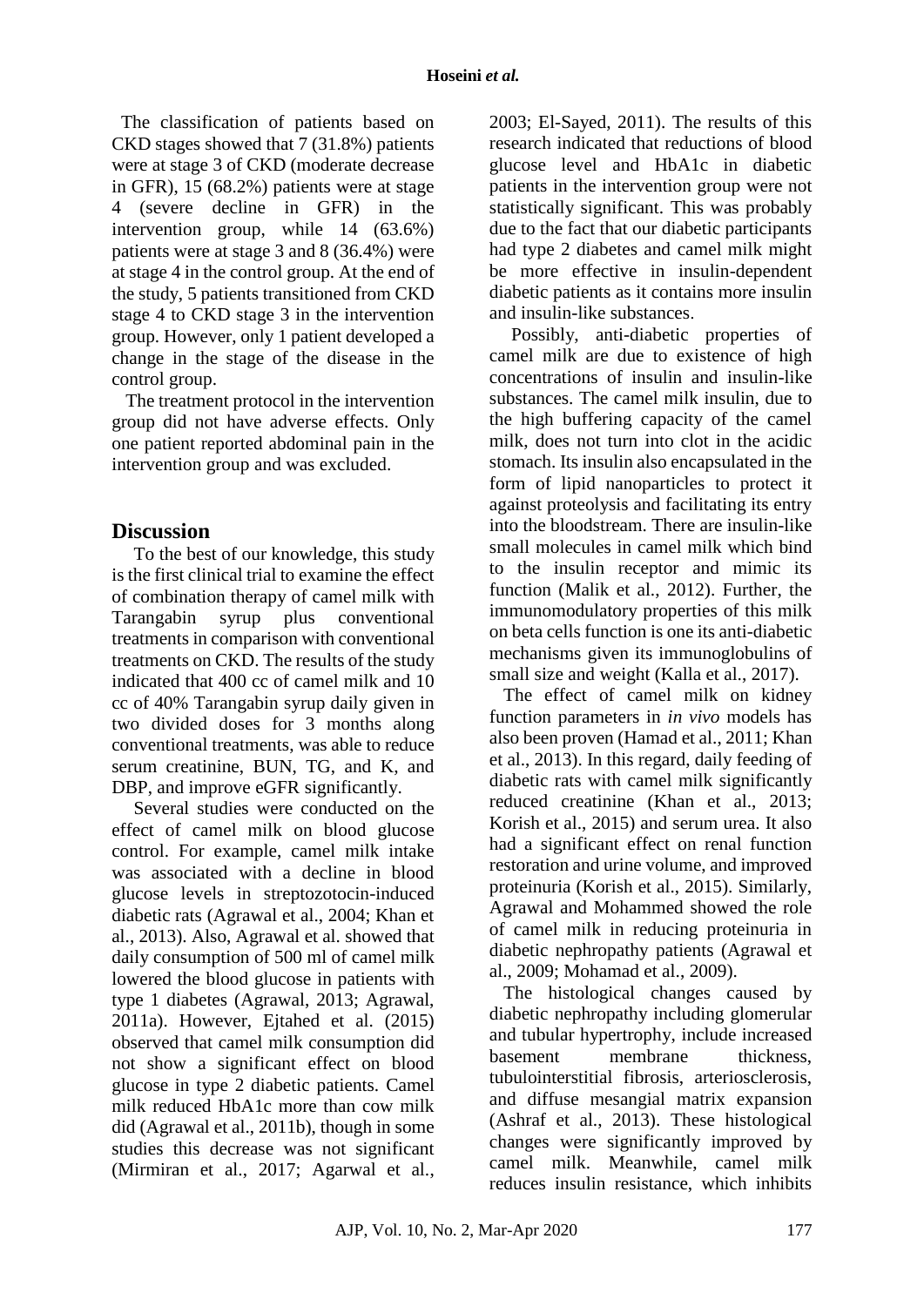The classification of patients based on CKD stages showed that 7 (31.8%) patients were at stage 3 of CKD (moderate decrease in GFR), 15 (68.2%) patients were at stage 4 (severe decline in GFR) in the intervention group, while 14 (63.6%) patients were at stage 3 and 8 (36.4%) were at stage 4 in the control group. At the end of the study, 5 patients transitioned from CKD stage 4 to CKD stage 3 in the intervention group. However, only 1 patient developed a change in the stage of the disease in the control group.

The treatment protocol in the intervention group did not have adverse effects. Only one patient reported abdominal pain in the intervention group and was excluded.

## Discussion

To the best of our knowledge, this study is the first clinical trial to examine the effect of combination therapy of camel milk with Tarangabin syrup plus conventional treatments in comparison with conventional treatments on CKD. The results of the study indicated that 400 cc of camel milk and 10 cc of 40% Tarangabin syrup daily given in two divided doses for 3 months along conventional treatments, was able to reduce serum creatinine, BUN, TG, and K, and DBP, and improve eGFR significantly.

Several studies were conducted on the effect of camel milk on blood glucose control. For example, camel milk intake was associated with a decline in blood glucose levels in streptozotocin-induced diabetic rats (Agrawal et al., 2004; Khan et al., 2013). Also, Agrawal et al. showed that daily consumption of 500 ml of camel milk lowered the blood glucose in patients with type 1 diabetes (Agrawal, 2013; Agrawal, 2011a). However, Ejtahed et al. (2015) observed that camel milk consumption did not show a significant effect on blood glucose in type 2 diabetic patients. Camel milk reduced HbA1c more than cow milk did (Agrawal et al., 2011b), though in some studies this decrease was not significant (Mirmiran et al., 2017; Agarwal et al., 2003; El-Sayed, 2011). The results of this research indicated that reductions of blood glucose level and HbA1c in diabetic patients in the intervention group were not statistically significant. This was probably due to the fact that our diabetic participants had type 2 diabetes and camel milk might be more effective in insulin-dependent diabetic patients as it contains more insulin and insulin-like substances.

Possibly, anti-diabetic properties of camel milk are due to existence of high concentrations of insulin and insulin-like substances. The camel milk insulin, due to the high buffering capacity of the camel milk, does not turn into clot in the acidic stomach. Its insulin also encapsulated in the form of lipid nanoparticles to protect it against proteolysis and facilitating its entry into the bloodstream. There are insulin-like small molecules in camel milk which bind to the insulin receptor and mimic its function (Malik et al., 2012). Further, the immunomodulatory properties of this milk on beta cells function is one its anti-diabetic mechanisms given its immunoglobulins of small size and weight (Kalla et al., 2017).

The effect of camel milk on kidney function parameters in *in vivo* models has also been proven (Hamad et al., 2011; Khan et al., 2013). In this regard, daily feeding of diabetic rats with camel milk significantly reduced creatinine (Khan et al., 2013; Korish et al., 2015) and serum urea. It also had a significant effect on renal function restoration and urine volume, and improved proteinuria (Korish et al., 2015). Similarly, Agrawal and Mohammed showed the role of camel milk in reducing proteinuria in diabetic nephropathy patients (Agrawal et al., 2009; Mohamad et al., 2009).

The histological changes caused by diabetic nephropathy including glomerular and tubular hypertrophy, include increased basement membrane thickness, tubulointerstitial fibrosis, arteriosclerosis, and diffuse mesangial matrix expansion (Ashraf et al., 2013). These histological changes were significantly improved by camel milk. Meanwhile, camel milk reduces insulin resistance, which inhibits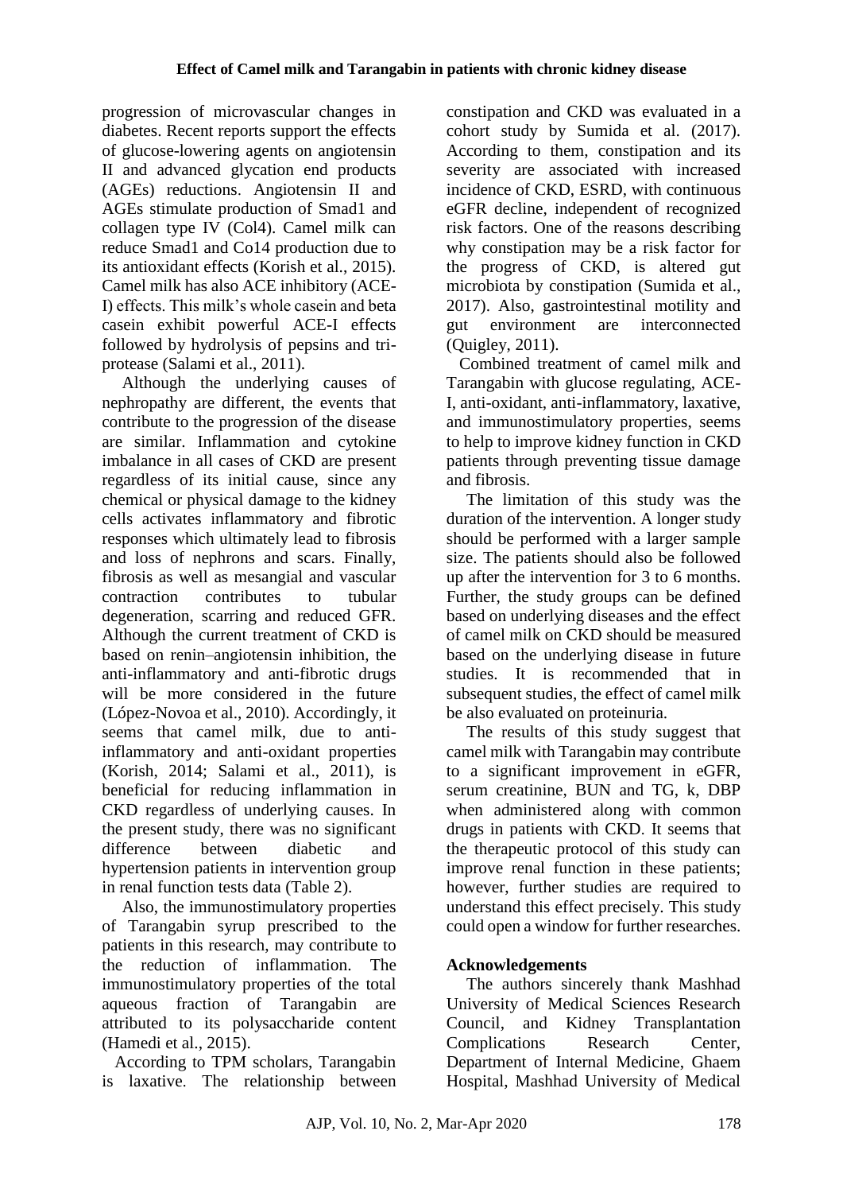progression of microvascular changes in diabetes. Recent reports support the effects of glucose-lowering agents on angiotensin II and advanced glycation end products (AGEs) reductions. Angiotensin II and AGEs stimulate production of Smad1 and collagen type IV (Col4). Camel milk can reduce Smad1 and Co14 production due to its antioxidant effects (Korish et al., 2015). Camel milk has also ACE inhibitory (ACE-I) effects. This milk's whole casein and beta casein exhibit powerful ACE-I effects followed by hydrolysis of pepsins and tri-protease (Salami et al., 2011).

Although the underlying causes of nephropathy are different, the events that contribute to the progression of the disease are similar. Inflammation and cytokine imbalance in all cases of CKD are present regardless of its initial cause, since any chemical or physical damage to the kidney cells activates inflammatory and fibrotic responses which ultimately lead to fibrosis and loss of nephrons and scars. Finally, fibrosis as well as mesangial and vascular contraction contributes to tubular degeneration, scarring and reduced GFR. Although the current treatment of CKD is based on renin–angiotensin inhibition, the anti-inflammatory and anti-fibrotic drugs will be more considered in the future (López-Novoa et al., 2010). Accordingly, it seems that camel milk, due to anti-inflammatory and anti-oxidant properties (Korish, 2014; Salami et al., 2011), is beneficial for reducing inflammation in CKD regardless of underlying causes. In the present study, there was no significant difference between diabetic and hypertension patients in intervention group in renal function tests data (Table 2).

Also, the immunostimulatory properties of Tarangabin syrup prescribed to the patients in this research, may contribute to the reduction of inflammation. The immunostimulatory properties of the total aqueous fraction of Tarangabin are attributed to its polysaccharide content (Hamedi et al., 2015).

According to TPM scholars, Tarangabin is laxative. The relationship between constipation and CKD was evaluated in a cohort study by Sumida et al. (2017). According to them, constipation and its severity are associated with increased incidence of CKD, ESRD, with continuous eGFR decline, independent of recognized risk factors. One of the reasons describing why constipation may be a risk factor for the progress of CKD, is altered gut microbiota by constipation (Sumida et al., 2017). Also, gastrointestinal motility and gut environment are interconnected (Quigley, 2011).

Combined treatment of camel milk and Tarangabin with glucose regulating, ACE-I, anti-oxidant, anti-inflammatory, laxative, and immunostimulatory properties, seems to help to improve kidney function in CKD patients through preventing tissue damage and fibrosis.

The limitation of this study was the duration of the intervention. A longer study should be performed with a larger sample size. The patients should also be followed up after the intervention for 3 to 6 months. Further, the study groups can be defined based on underlying diseases and the effect of camel milk on CKD should be measured based on the underlying disease in future studies. It is recommended that in subsequent studies, the effect of camel milk be also evaluated on proteinuria.

The results of this study suggest that camel milk with Tarangabin may contribute to a significant improvement in eGFR, serum creatinine, BUN and TG, k, DBP when administered along with common drugs in patients with CKD. It seems that the therapeutic protocol of this study can improve renal function in these patients; however, further studies are required to understand this effect precisely. This study could open a window for further researches.

## Acknowledgements

The authors sincerely thank Mashhad University of Medical Sciences Research Council, and Kidney Transplantation Complications Research Center, Department of Internal Medicine, Ghaem Hospital, Mashhad University of Medical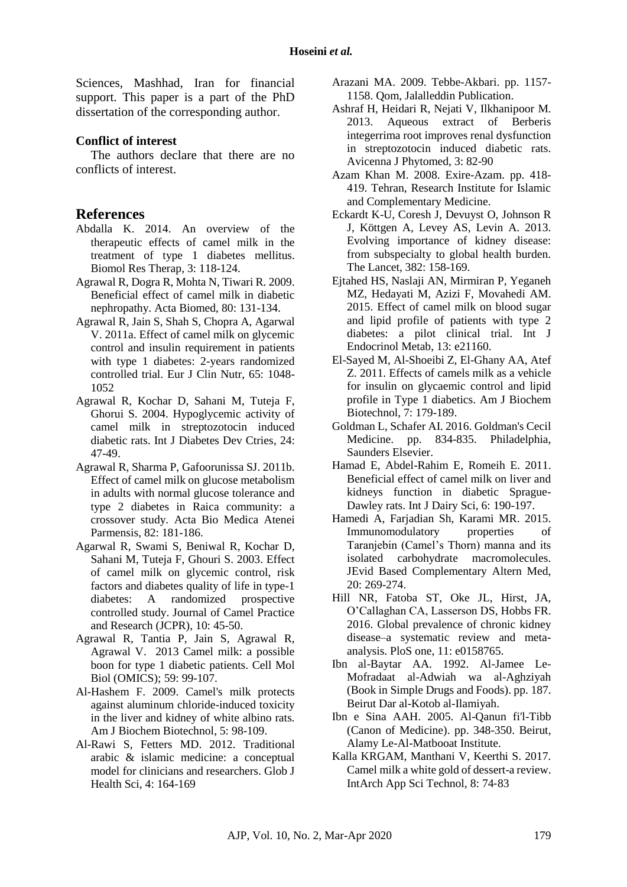Sciences, Mashhad, Iran for financial support. This paper is a part of the PhD dissertation of the corresponding author.

**Conflict of interest**

The authors declare that there are no conflicts of interest.

## References

Abdalla K. 2014. An overview of the therapeutic effects of camel milk in the treatment of type 1 diabetes mellitus. Biomol Res Therap, 3: 118-124.

Agrawal R, Dogra R, Mohta N, Tiwari R. 2009. Beneficial effect of camel milk in diabetic nephropathy. Acta Biomed, 80: 131-134.

Agrawal R, Jain S, Shah S, Chopra A, Agarwal V. 2011a. Effect of camel milk on glycemic control and insulin requirement in patients with type 1 diabetes: 2-years randomized controlled trial. Eur J Clin Nutr, 65: 1048-1052

Agrawal R, Kochar D, Sahani M, Tuteja F, Ghorui S. 2004. Hypoglycemic activity of camel milk in streptozotocin induced diabetic rats. Int J Diabetes Dev Ctries, 24: 47-49.

Agrawal R, Sharma P, Gafoorunissa SJ. 2011b. Effect of camel milk on glucose metabolism in adults with normal glucose tolerance and type 2 diabetes in Raica community: a crossover study. Acta Bio Medica Atenei Parmensis, 82: 181-186.

Agarwal R, Swami S, Beniwal R, Kochar D, Sahani M, Tuteja F, Ghouri S. 2003. Effect of camel milk on glycemic control, risk factors and diabetes quality of life in type-1 diabetes: A randomized prospective controlled study. Journal of Camel Practice and Research (JCPR), 10: 45-50.

Agrawal R, Tantia P, Jain S, Agrawal R, Agrawal V. 2013 Camel milk: a possible boon for type 1 diabetic patients. Cell Mol Biol (OMICS); 59: 99-107.

Al-Hashem F. 2009. Camel's milk protects against aluminum chloride-induced toxicity in the liver and kidney of white albino rats. Am J Biochem Biotechnol, 5: 98-109.

Al-Rawi S, Fetters MD. 2012. Traditional arabic & islamic medicine: a conceptual model for clinicians and researchers. Glob J Health Sci, 4: 164-169

Arazani MA. 2009. Tebbe-Akbari. pp. 1157-1158. Qom, Jalalleddin Publication.

Ashraf H, Heidari R, Nejati V, Ilkhanipoor M. 2013. Aqueous extract of Berberis integerrima root improves renal dysfunction in streptozotocin induced diabetic rats. Avicenna J Phytomed, 3: 82-90

Azam Khan M. 2008. Exire-Azam. pp. 418-419. Tehran, Research Institute for Islamic and Complementary Medicine.

Eckardt K-U, Coresh J, Devuyst O, Johnson R J, Köttgen A, Levey AS, Levin A. 2013. Evolving importance of kidney disease: from subspecialty to global health burden. The Lancet, 382: 158-169.

Ejtahed HS, Naslaji AN, Mirmiran P, Yeganeh MZ, Hedayati M, Azizi F, Movahedi AM. 2015. Effect of camel milk on blood sugar and lipid profile of patients with type 2 diabetes: a pilot clinical trial. Int J Endocrinol Metab, 13: e21160.

El-Sayed M, Al-Shoeibi Z, El-Ghany AA, Atef Z. 2011. Effects of camels milk as a vehicle for insulin on glycaemic control and lipid profile in Type 1 diabetics. Am J Biochem Biotechnol, 7: 179-189.

Goldman L, Schafer AI. 2016. Goldman's Cecil Medicine. pp. 834-835. Philadelphia, Saunders Elsevier.

Hamad E, Abdel-Rahim E, Romeih E. 2011. Beneficial effect of camel milk on liver and kidneys function in diabetic Sprague-Dawley rats. Int J Dairy Sci, 6: 190-197.

Hamedi A, Farjadian Sh, Karami MR. 2015. Immunomodulatory properties of Taranjebin (Camel's Thorn) manna and its isolated carbohydrate macromolecules. JEvid Based Complementary Altern Med, 20: 269-274.

Hill NR, Fatoba ST, Oke JL, Hirst, JA, O'Callaghan CA, Lasserson DS, Hobbs FR. 2016. Global prevalence of chronic kidney disease–a systematic review and meta-analysis. PloS one, 11: e0158765.

Ibn al-Baytar AA. 1992. Al-Jamee Le-Mofradaat al-Adwiah wa al-Aghziyah (Book in Simple Drugs and Foods). pp. 187. Beirut Dar al-Kotob al-Ilamiyah.

Ibn e Sina AAH. 2005. Al-Qanun fi'l-Tibb (Canon of Medicine). pp. 348-350. Beirut, Alamy Le-Al-Matbooat Institute.

Kalla KRGAM, Manthani V, Keerthi S. 2017. Camel milk a white gold of dessert-a review. IntArch App Sci Technol, 8: 74-83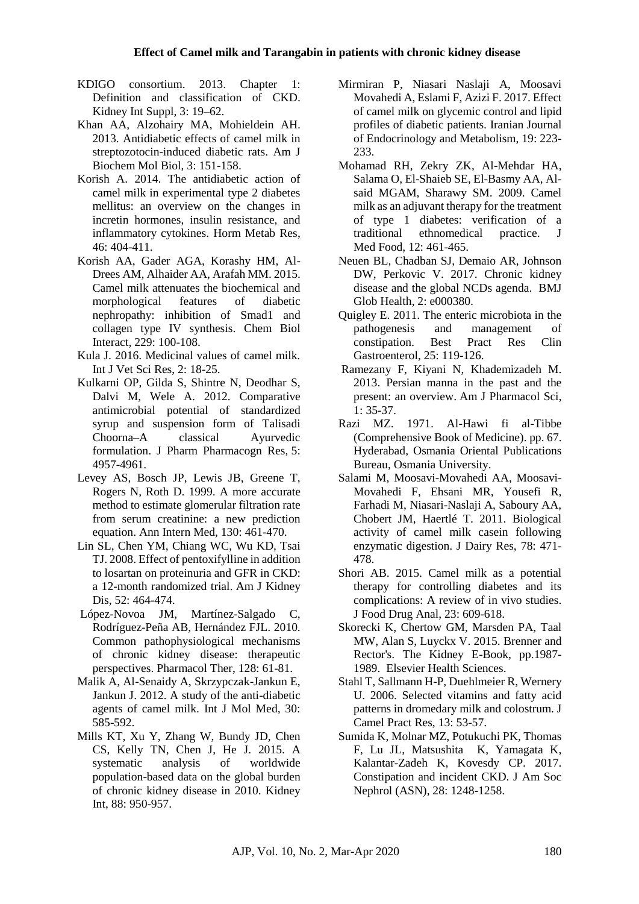KDIGO consortium. 2013. Chapter 1: Definition and classification of CKD. Kidney Int Suppl, 3: 19–62.

Khan AA, Alzohairy MA, Mohieldein AH. 2013. Antidiabetic effects of camel milk in streptozotocin-induced diabetic rats. Am J Biochem Mol Biol, 3: 151-158.

Korish A. 2014. The antidiabetic action of camel milk in experimental type 2 diabetes mellitus: an overview on the changes in incretin hormones, insulin resistance, and inflammatory cytokines. Horm Metab Res, 46: 404-411.

Korish AA, Gader AGA, Korashy HM, Al-Drees AM, Alhaider AA, Arafah MM. 2015. Camel milk attenuates the biochemical and morphological features of diabetic nephropathy: inhibition of Smad1 and collagen type IV synthesis. Chem Biol Interact, 229: 100-108.

Kula J. 2016. Medicinal values of camel milk. Int J Vet Sci Res, 2: 18-25.

Kulkarni OP, Gilda S, Shintre N, Deodhar S, Dalvi M, Wele A. 2012. Comparative antimicrobial potential of standardized syrup and suspension form of Talisadi Choorna–A classical Ayurvedic formulation. J Pharm Pharmacogn Res, 5: 4957-4961.

Levey AS, Bosch JP, Lewis JB, Greene T, Rogers N, Roth D. 1999. A more accurate method to estimate glomerular filtration rate from serum creatinine: a new prediction equation. Ann Intern Med, 130: 461-470.

Lin SL, Chen YM, Chiang WC, Wu KD, Tsai TJ. 2008. Effect of pentoxifylline in addition to losartan on proteinuria and GFR in CKD: a 12-month randomized trial. Am J Kidney Dis, 52: 464-474.

López-Novoa JM, Martínez-Salgado C, Rodríguez-Peña AB, Hernández FJL. 2010. Common pathophysiological mechanisms of chronic kidney disease: therapeutic perspectives. Pharmacol Ther, 128: 61-81.

Malik A, Al-Senaidy A, Skrzypczak-Jankun E, Jankun J. 2012. A study of the anti-diabetic agents of camel milk. Int J Mol Med, 30: 585-592.

Mills KT, Xu Y, Zhang W, Bundy JD, Chen CS, Kelly TN, Chen J, He J. 2015. A systematic analysis of worldwide population-based data on the global burden of chronic kidney disease in 2010. Kidney Int, 88: 950-957.

Mirmiran P, Niasari Naslaji A, Moosavi Movahedi A, Eslami F, Azizi F. 2017. Effect of camel milk on glycemic control and lipid profiles of diabetic patients. Iranian Journal of Endocrinology and Metabolism, 19: 223-233.

Mohamad RH, Zekry ZK, Al-Mehdar HA, Salama O, El-Shaieb SE, El-Basmy AA, Al-said MGAM, Sharawy SM. 2009. Camel milk as an adjuvant therapy for the treatment of type 1 diabetes: verification of a traditional ethnomedical practice. J Med Food, 12: 461-465.

Neuen BL, Chadban SJ, Demaio AR, Johnson DW, Perkovic V. 2017. Chronic kidney disease and the global NCDs agenda. BMJ Glob Health, 2: e000380.

Quigley E. 2011. The enteric microbiota in the pathogenesis and management of constipation. Best Pract Res Clin Gastroenterol, 25: 119-126.

Ramezany F, Kiyani N, Khademizadeh M. 2013. Persian manna in the past and the present: an overview. Am J Pharmacol Sci, 1: 35-37.

Razi MZ. 1971. Al-Hawi fi al-Tibbe (Comprehensive Book of Medicine). pp. 67. Hyderabad, Osmania Oriental Publications Bureau, Osmania University.

Salami M, Moosavi-Movahedi AA, Moosavi-Movahedi F, Ehsani MR, Yousefi R, Farhadi M, Niasari-Naslaji A, Saboury AA, Chobert JM, Haertlé T. 2011. Biological activity of camel milk casein following enzymatic digestion. J Dairy Res, 78: 471-478.

Shori AB. 2015. Camel milk as a potential therapy for controlling diabetes and its complications: A review of in vivo studies. J Food Drug Anal, 23: 609-618.

Skorecki K, Chertow GM, Marsden PA, Taal MW, Alan S, Luyckx V. 2015. Brenner and Rector's. The Kidney E-Book, pp.1987-1989. Elsevier Health Sciences.

Stahl T, Sallmann H-P, Duehlmeier R, Wernery U. 2006. Selected vitamins and fatty acid patterns in dromedary milk and colostrum. J Camel Pract Res, 13: 53-57.

Sumida K, Molnar MZ, Potukuchi PK, Thomas F, Lu JL, Matsushita K, Yamagata K, Kalantar-Zadeh K, Kovesdy CP. 2017. Constipation and incident CKD. J Am Soc Nephrol (ASN), 28: 1248-1258.